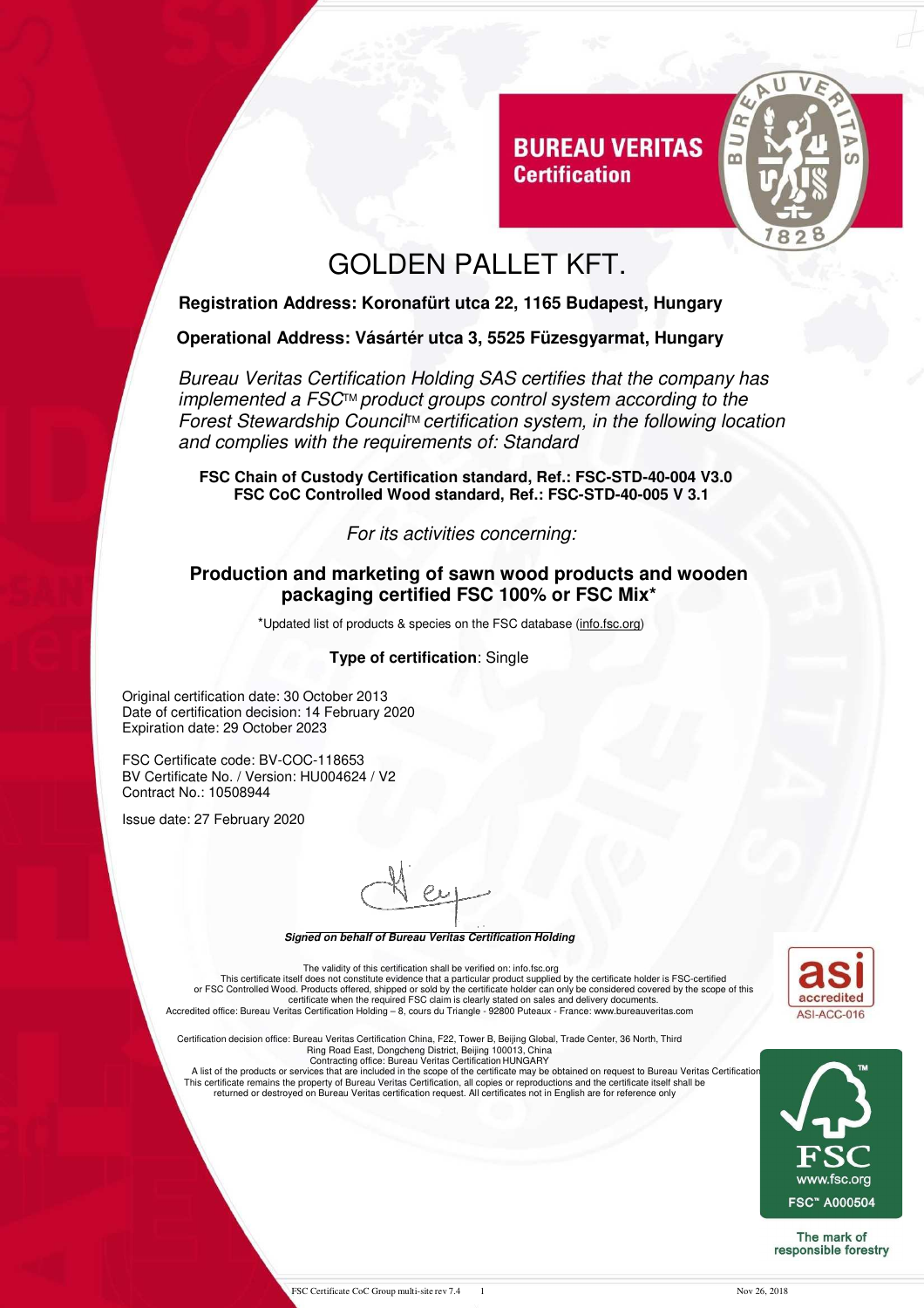BUREAU VERITAS
Certification

# GOLDEN PALLET KFT.

**Registration Address: Koronafürt utca 22, 1165 Budapest, Hungary**

**Operational Address: Vásártér utca 3, 5525 Füzesgyarmat, Hungary**

*Bureau Veritas Certification Holding SAS certifies that the company has implemented a FSC™ product groups control system according to the Forest Stewardship Council™ certification system, in the following location and complies with the requirements of: Standard*

**FSC Chain of Custody Certification standard, Ref.: FSC-STD-40-004 V3.0**
**FSC CoC Controlled Wood standard, Ref.: FSC-STD-40-005 V 3.1**

*For its activities concerning:*

## Production and marketing of sawn wood products and wooden packaging certified FSC 100% or FSC Mix*

*Updated list of products & species on the FSC database (info.fsc.org)

**Type of certification**: Single

Original certification date: 30 October 2013
Date of certification decision: 14 February 2020
Expiration date: 29 October 2023

FSC Certificate code: BV-COC-118653
BV Certificate No. / Version: HU004624 / V2
Contract No.: 10508944

Issue date: 27 February 2020

***Signed on behalf of Bureau Veritas Certification Holding***

The validity of this certification shall be verified on: info.fsc.org
This certificate itself does not constitute evidence that a particular product supplied by the certificate holder is FSC-certified or FSC Controlled Wood. Products offered, shipped or sold by the certificate holder can only be considered covered by the scope of this certificate when the required FSC claim is clearly stated on sales and delivery documents.
Accredited office: Bureau Veritas Certification Holding – 8, cours du Triangle - 92800 Puteaux - France: www.bureauveritas.com

Certification decision office: Bureau Veritas Certification China, F22, Tower B, Beijing Global, Trade Center, 36 North, Third Ring Road East, Dongcheng District, Beijing 100013, China
Contracting office: Bureau Veritas Certification HUNGARY
A list of the products or services that are included in the scope of the certificate may be obtained on request to Bureau Veritas Certification
This certificate remains the property of Bureau Veritas Certification, all copies or reproductions and the certificate itself shall be returned or destroyed on Bureau Veritas certification request. All certificates not in English are for reference only

asi accredited
ASI-ACC-016

FSC™ www.fsc.org
FSC™ A000504
The mark of responsible forestry

FSC Certificate CoC Group multi-site rev 7.4 Nov 26, 2018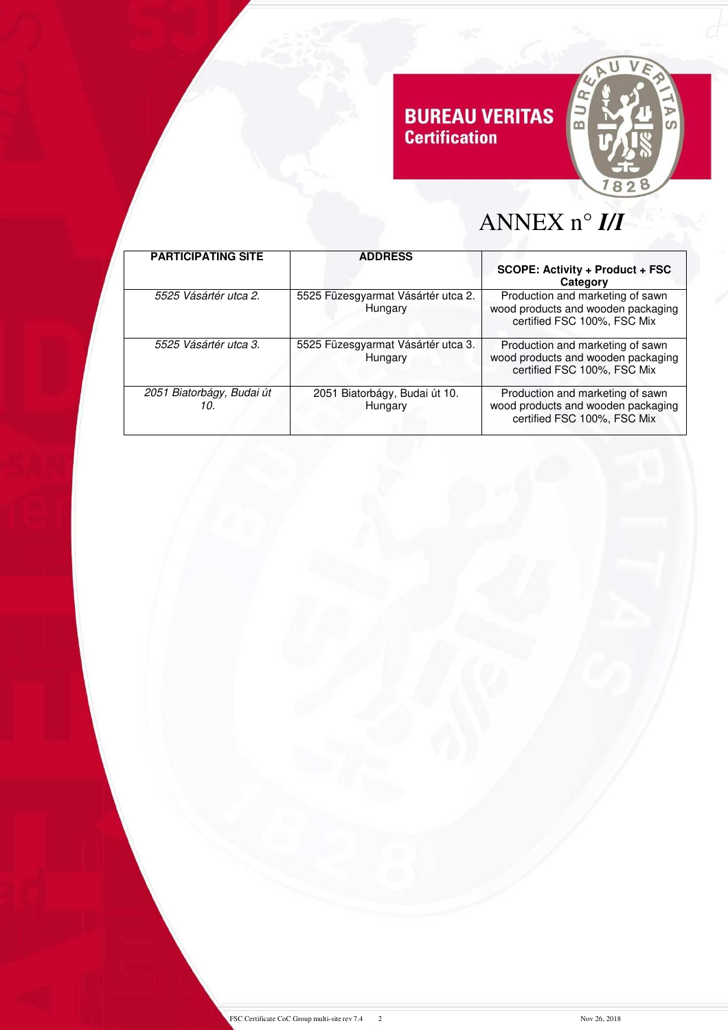# ANNEX n° *I/I*

| PARTICIPATING SITE | ADDRESS | SCOPE: Activity + Product + FSC Category |
|---|---|---|
| *5525 Vásártér utca 2.* | 5525 Füzesgyarmat Vásártér utca 2. Hungary | Production and marketing of sawn wood products and wooden packaging certified FSC 100%, FSC Mix |
| *5525 Vásártér utca 3.* | 5525 Füzesgyarmat Vásártér utca 3. Hungary | Production and marketing of sawn wood products and wooden packaging certified FSC 100%, FSC Mix |
| *2051 Biatorbágy, Budai út 10.* | 2051 Biatorbágy, Budai út 10. Hungary | Production and marketing of sawn wood products and wooden packaging certified FSC 100%, FSC Mix |